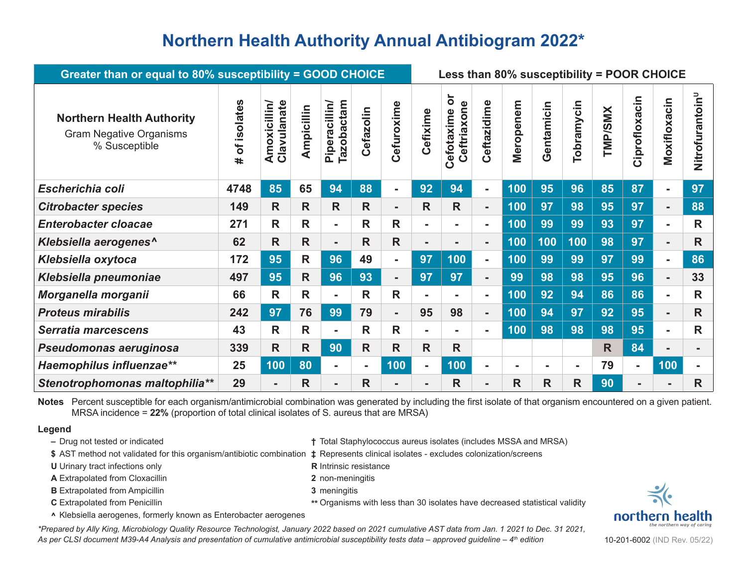# Northern Health Authority Annual Antibiogram 2022*

**Greater than or equal to 80% susceptibility = GOOD CHOICE** | **Less than 80% susceptibility = POOR CHOICE**

| Northern Health Authority<br>Gram Negative Organisms<br>% Susceptible | # of isolates | Amoxicillin/ Clavulanate | Ampicillin | Piperacillin/ Tazobactam | Cefazolin | Cefuroxime | Cefixime | Cefotaxime or Ceftriaxone | Ceftazidime | Meropenem | Gentamicin | Tobramycin | TMP/SMX | Ciprofloxacin | Moxifloxacin | Nitrofurantoin[U] |
|---|---|---|---|---|---|---|---|---|---|---|---|---|---|---|---|---|
| ***Escherichia coli*** | 4748 | 85 | 65 | 94 | 88 | - | 92 | 94 | - | 100 | 95 | 96 | 85 | 87 | - | 97 |
| ***Citrobacter species*** | 149 | R | R | R | R | - | R | R | - | 100 | 97 | 98 | 95 | 97 | - | 88 |
| ***Enterobacter cloacae*** | 271 | R | R | - | R | R | - | - | - | 100 | 99 | 99 | 93 | 97 | - | R |
| ***Klebsiella aerogenes^*** | 62 | R | R | - | R | R | - | - | - | 100 | 100 | 100 | 98 | 97 | - | R |
| ***Klebsiella oxytoca*** | 172 | 95 | R | 96 | 49 | - | 97 | 100 | - | 100 | 99 | 99 | 97 | 99 | - | 86 |
| ***Klebsiella pneumoniae*** | 497 | 95 | R | 96 | 93 | - | 97 | 97 | - | 99 | 98 | 98 | 95 | 96 | - | 33 |
| ***Morganella morganii*** | 66 | R | R | - | R | R | - | - | - | 100 | 92 | 94 | 86 | 86 | - | R |
| ***Proteus mirabilis*** | 242 | 97 | 76 | 99 | 79 | - | 95 | 98 | - | 100 | 94 | 97 | 92 | 95 | - | R |
| ***Serratia marcescens*** | 43 | R | R | - | R | R | - | - | - | 100 | 98 | 98 | 98 | 95 | - | R |
| ***Pseudomonas aeruginosa*** | 339 | R | R | 90 | R | R | R | R | | | | | R | 84 | - | - |
| ***Haemophilus influenzae\*\**** | 25 | 100 | 80 | - | - | 100 | - | 100 | - | - | - | - | 79 | - | 100 | - |
| ***Stenotrophomonas maltophilia\*\**** | 29 | - | R | - | R | - | - | R | - | R | R | R | 90 | - | - | R |

**Notes** Percent susceptible for each organism/antimicrobial combination was generated by including the first isolate of that organism encountered on a given patient. MRSA incidence = **22%** (proportion of total clinical isolates of S. aureus that are MRSA)

**Legend**

- **–** Drug not tested or indicated
- **$** AST method not validated for this organism/antibiotic combination
- **U** Urinary tract infections only
- **A** Extrapolated from Cloxacillin
- **B** Extrapolated from Ampicillin
- **C** Extrapolated from Penicillin
- **^** Klebsiella aerogenes, formerly known as Enterobacter aerogenes
- **†** Total Staphylococcus aureus isolates (includes MSSA and MRSA)
- **‡** Represents clinical isolates - excludes colonization/screens
- **R** Intrinsic resistance
- **2** non-meningitis
- **3** meningitis
- **\*\*** Organisms with less than 30 isolates have decreased statistical validity

*\*Prepared by Ally King, Microbiology Quality Resource Technologist, January 2022 based on 2021 cumulative AST data from Jan. 1 2021 to Dec. 31 2021, As per CLSI document M39-A4 Analysis and presentation of cumulative antimicrobial susceptibility tests data – approved guideline – 4th edition*

northern health — the northern way of caring

10-201-6002 (IND Rev. 05/22)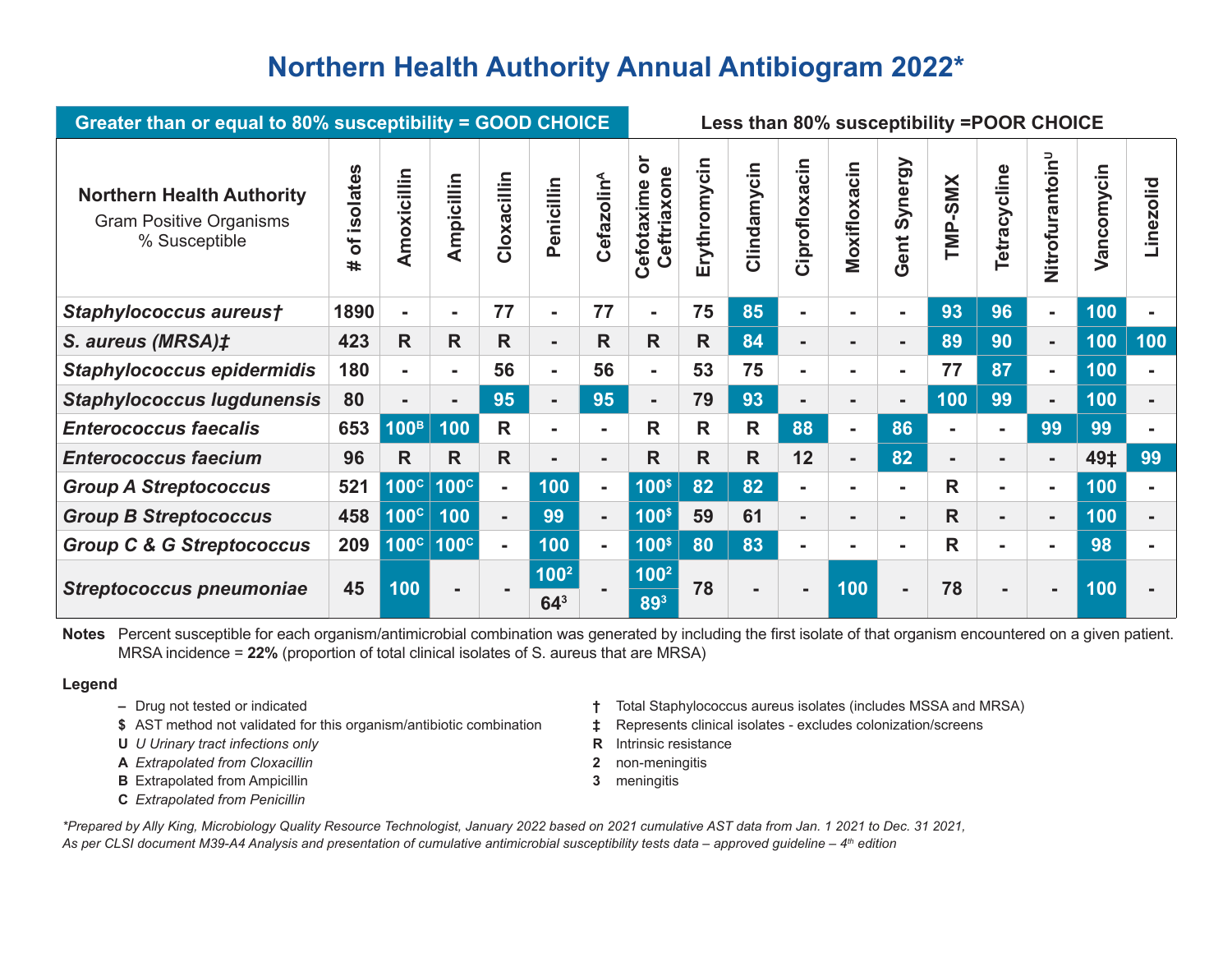# Northern Health Authority Annual Antibiogram 2022*

**Greater than or equal to 80% susceptibility = GOOD CHOICE** | **Less than 80% susceptibility =POOR CHOICE**

| **Northern Health Authority** Gram Positive Organisms % Susceptible | # of isolates | Amoxicillin | Ampicillin | Cloxacillin | Penicillin | Cefazolin[A] | Cefotaxime or Ceftriaxone | Erythromycin | Clindamycin | Ciprofloxacin | Moxifloxacin | Gent Synergy | TMP-SMX | Tetracycline | Nitrofurantoin[U] | Vancomycin | Linezolid |
|---|---|---|---|---|---|---|---|---|---|---|---|---|---|---|---|---|---|
| ***Staphylococcus aureus†*** | 1890 | - | - | 77 | - | 77 | - | 75 | 85 | - | - | - | 93 | 96 | - | 100 | - |
| ***S. aureus (MRSA)‡*** | 423 | R | R | R | - | R | R | R | 84 | - | - | - | 89 | 90 | - | 100 | 100 |
| ***Staphylococcus epidermidis*** | 180 | - | - | 56 | - | 56 | - | 53 | 75 | - | - | - | 77 | 87 | - | 100 | - |
| ***Staphylococcus lugdunensis*** | 80 | - | - | 95 | - | 95 | - | 79 | 93 | - | - | - | 100 | 99 | - | 100 | - |
| ***Enterococcus faecalis*** | 653 | 100[B] | 100 | R | - | - | R | R | R | 88 | - | 86 | - | - | 99 | 99 | - |
| ***Enterococcus faecium*** | 96 | R | R | R | - | - | R | R | R | 12 | - | 82 | - | - | - | 49‡ | 99 |
| ***Group A Streptococcus*** | 521 | 100[C] | 100[C] | - | 100 | - | 100$ | 82 | 82 | - | - | - | R | - | - | 100 | - |
| ***Group B Streptococcus*** | 458 | 100[C] | 100 | - | 99 | - | 100$ | 59 | 61 | - | - | - | R | - | - | 100 | - |
| ***Group C & G Streptococcus*** | 209 | 100[C] | 100[C] | - | 100 | - | 100$ | 80 | 83 | - | - | - | R | - | - | 98 | - |
| ***Streptococcus pneumoniae*** | 45 | 100 | - | - | 100[2] / 64[3] | - | 100[2] / 89[3] | 78 | - | - | 100 | - | 78 | - | - | 100 | - |

**Notes** Percent susceptible for each organism/antimicrobial combination was generated by including the first isolate of that organism encountered on a given patient. MRSA incidence = **22%** (proportion of total clinical isolates of S. aureus that are MRSA)

**Legend**

- **–** Drug not tested or indicated
- **$** AST method not validated for this organism/antibiotic combination
- **U** *U Urinary tract infections only*
- **A** *Extrapolated from Cloxacillin*
- **B** Extrapolated from Ampicillin
- **C** *Extrapolated from Penicillin*
- **†** Total Staphylococcus aureus isolates (includes MSSA and MRSA)
- **‡** Represents clinical isolates - excludes colonization/screens
- **R** Intrinsic resistance
- **2** non-meningitis
- **3** meningitis

*\*Prepared by Ally King, Microbiology Quality Resource Technologist, January 2022 based on 2021 cumulative AST data from Jan. 1 2021 to Dec. 31 2021, As per CLSI document M39-A4 Analysis and presentation of cumulative antimicrobial susceptibility tests data – approved guideline – 4th edition*